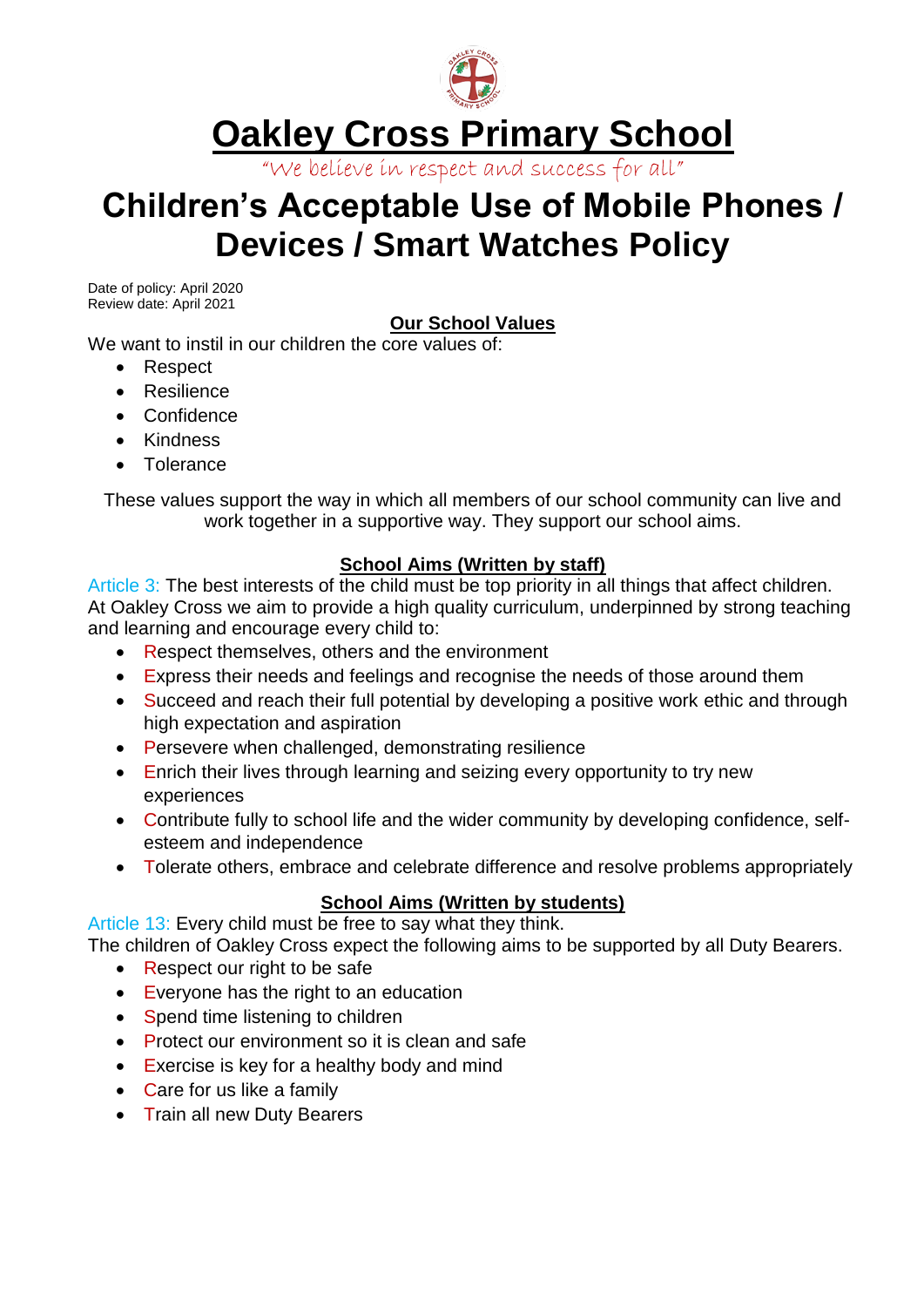# Oakley Cross Primary School

*"We believe in respect and success for all"*

# Children's Acceptable Use of Mobile Phones / Devices / Smart Watches Policy

Date of policy: April 2020
Review date: April 2021

## Our School Values

We want to instil in our children the core values of:

- Respect
- Resilience
- Confidence
- Kindness
- Tolerance

These values support the way in which all members of our school community can live and work together in a supportive way. They support our school aims.

## School Aims (Written by staff)

Article 3: The best interests of the child must be top priority in all things that affect children.
At Oakley Cross we aim to provide a high quality curriculum, underpinned by strong teaching and learning and encourage every child to:

- Respect themselves, others and the environment
- Express their needs and feelings and recognise the needs of those around them
- Succeed and reach their full potential by developing a positive work ethic and through high expectation and aspiration
- Persevere when challenged, demonstrating resilience
- Enrich their lives through learning and seizing every opportunity to try new experiences
- Contribute fully to school life and the wider community by developing confidence, self-esteem and independence
- Tolerate others, embrace and celebrate difference and resolve problems appropriately

## School Aims (Written by students)

Article 13: Every child must be free to say what they think.
The children of Oakley Cross expect the following aims to be supported by all Duty Bearers.

- Respect our right to be safe
- Everyone has the right to an education
- Spend time listening to children
- Protect our environment so it is clean and safe
- Exercise is key for a healthy body and mind
- Care for us like a family
- Train all new Duty Bearers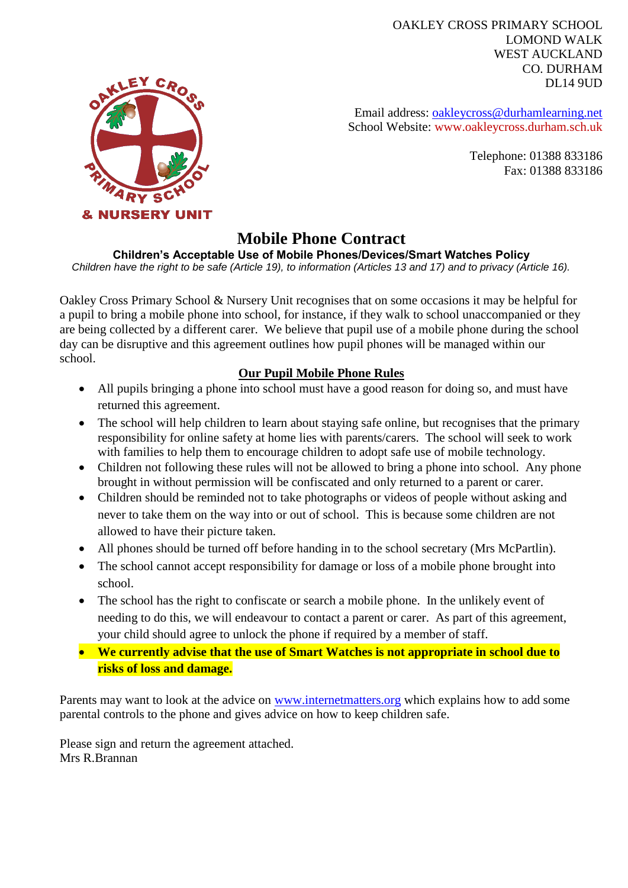OAKLEY CROSS PRIMARY SCHOOL
LOMOND WALK
WEST AUCKLAND
CO. DURHAM
DL14 9UD

Email address: oakleycross@durhamlearning.net
School Website: www.oakleycross.durham.sch.uk

Telephone: 01388 833186
Fax: 01388 833186

# Mobile Phone Contract

**Children's Acceptable Use of Mobile Phones/Devices/Smart Watches Policy**

*Children have the right to be safe (Article 19), to information (Articles 13 and 17) and to privacy (Article 16).*

Oakley Cross Primary School & Nursery Unit recognises that on some occasions it may be helpful for a pupil to bring a mobile phone into school, for instance, if they walk to school unaccompanied or they are being collected by a different carer. We believe that pupil use of a mobile phone during the school day can be disruptive and this agreement outlines how pupil phones will be managed within our school.

## Our Pupil Mobile Phone Rules

- All pupils bringing a phone into school must have a good reason for doing so, and must have returned this agreement.
- The school will help children to learn about staying safe online, but recognises that the primary responsibility for online safety at home lies with parents/carers. The school will seek to work with families to help them to encourage children to adopt safe use of mobile technology.
- Children not following these rules will not be allowed to bring a phone into school. Any phone brought in without permission will be confiscated and only returned to a parent or carer.
- Children should be reminded not to take photographs or videos of people without asking and never to take them on the way into or out of school. This is because some children are not allowed to have their picture taken.
- All phones should be turned off before handing in to the school secretary (Mrs McPartlin).
- The school cannot accept responsibility for damage or loss of a mobile phone brought into school.
- The school has the right to confiscate or search a mobile phone. In the unlikely event of needing to do this, we will endeavour to contact a parent or carer. As part of this agreement, your child should agree to unlock the phone if required by a member of staff.
- **We currently advise that the use of Smart Watches is not appropriate in school due to risks of loss and damage.**

Parents may want to look at the advice on www.internetmatters.org which explains how to add some parental controls to the phone and gives advice on how to keep children safe.

Please sign and return the agreement attached.
Mrs R.Brannan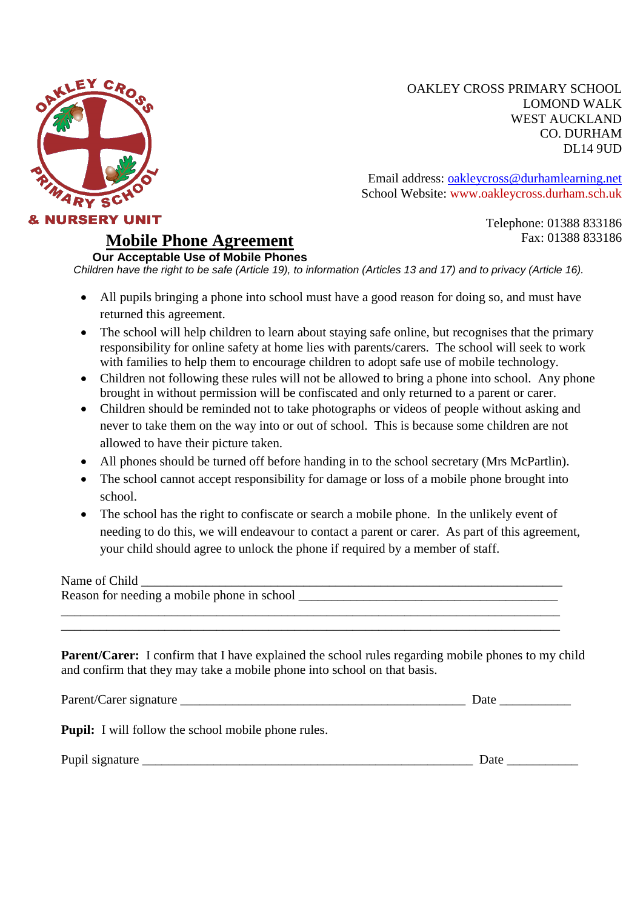OAKLEY CROSS PRIMARY SCHOOL
LOMOND WALK
WEST AUCKLAND
CO. DURHAM
DL14 9UD

Email address: oakleycross@durhamlearning.net
School Website: www.oakleycross.durham.sch.uk

Telephone: 01388 833186
Fax: 01388 833186

# Mobile Phone Agreement

**Our Acceptable Use of Mobile Phones**

*Children have the right to be safe (Article 19), to information (Articles 13 and 17) and to privacy (Article 16).*

- All pupils bringing a phone into school must have a good reason for doing so, and must have returned this agreement.
- The school will help children to learn about staying safe online, but recognises that the primary responsibility for online safety at home lies with parents/carers. The school will seek to work with families to help them to encourage children to adopt safe use of mobile technology.
- Children not following these rules will not be allowed to bring a phone into school. Any phone brought in without permission will be confiscated and only returned to a parent or carer.
- Children should be reminded not to take photographs or videos of people without asking and never to take them on the way into or out of school. This is because some children are not allowed to have their picture taken.
- All phones should be turned off before handing in to the school secretary (Mrs McPartlin).
- The school cannot accept responsibility for damage or loss of a mobile phone brought into school.
- The school has the right to confiscate or search a mobile phone. In the unlikely event of needing to do this, we will endeavour to contact a parent or carer. As part of this agreement, your child should agree to unlock the phone if required by a member of staff.

Name of Child ______________________________________________________________

Reason for needing a mobile phone in school ______________________________________

________________________________________________________________________

________________________________________________________________________

**Parent/Carer:** I confirm that I have explained the school rules regarding mobile phones to my child and confirm that they may take a mobile phone into school on that basis.

Parent/Carer signature _________________________________________ Date ___________

**Pupil:** I will follow the school mobile phone rules.

Pupil signature ________________________________________________ Date ___________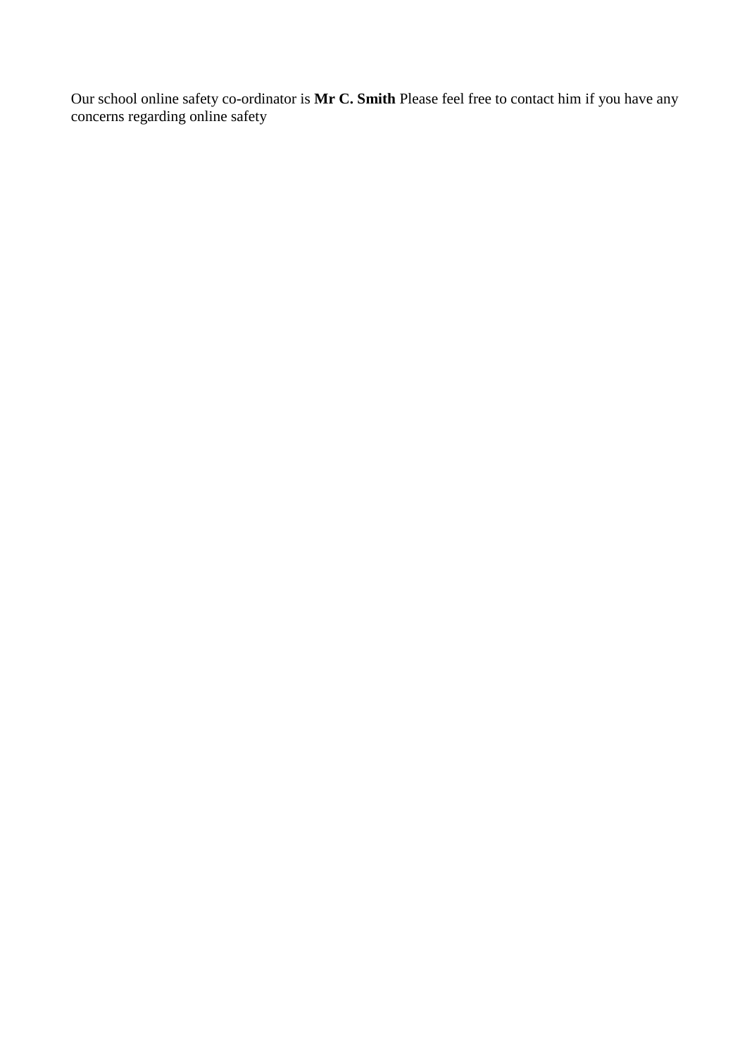Our school online safety co-ordinator is **Mr C. Smith** Please feel free to contact him if you have any concerns regarding online safety